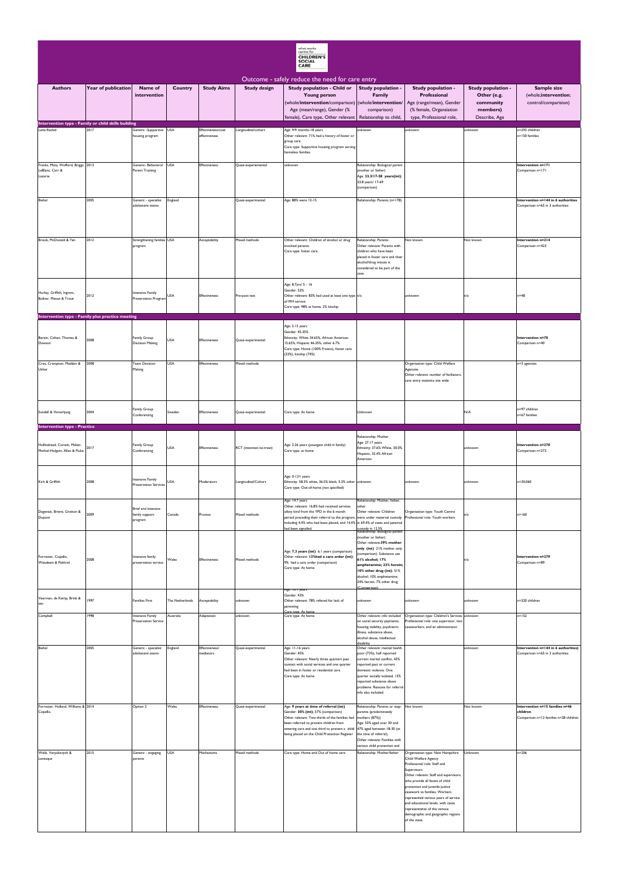what works centre for CHILDREN'S SOCIAL CARE

## Outcome - safely reduce the need for care entry

| Authors | Year of publication | Name of intervention | Country | Study Aims | Study design | Study population - Child or Young person (whole/**intervention**/comparison) Age (mean/range), Gender (% female), Care type, Other relevant | Study population - Family (whole/**intervention**/ comparison) Relationship to child, | Study population - Professional Age (range/mean), Gender (% female, Organisation type, Professional role, | Study population - Other (e.g. community members) Describe, Age | Sample size (whole;**intervention**; control/comparison) |
|---|---|---|---|---|---|---|---|---|---|---|
| **Intervention type - Family or child skills building** | | | | | | | | | | |
| Lenz-Rashid | 2017 | Generic -Supportive housing program | USA | Effectiveness/cost effectiveness | Longitudinal/cohort | Age: 9.9 months-18 years Other relevant: 71% had a history of foster or group care Care type: Supportive housing program serving homeless families | unknown | unknown | unknown | n=293 children n=150 families |
| Franks, Mata, Wofford, Briggs, LeBlanc, Carr & Lazarte | 2013 | Generic- Behavioral Parent Training | USA | Effectiveness | Quasi-experimental | unknown | Relationship: Biological parent (mother or father) Age: **33.3/17-58 years(int)**; 33.8 years/ 17-69 (comparison) | | | **Intervention n=171** Comparison n=171 |
| Biehal | 2005 | Generic - specialist adolescent teams | England | | Quasi-experimental | Age: 88% were 12-15 | Relationship: Parents (n=178) | | | **Intervention n=144 in 6 authorities** Comparison n=65 in 3 authorities |
| Brook, McDonald & Yan | 2012 | Strengthening families program | USA | Acceptability | Mixed methods | Other relevant: Children of alcohol or drug involved parents. Care type: foster care. | Relationship: Parents Other relevant: Parents with children who have been placed in foster care and their alcohol/drug misuse is considered to be part of the case. | Not known | Not known | **Intervention n=214** Comparison n=423 |
| Hurley, Griffith, Ingram, Bolivar, Mason & Trout | 2012 | Intensive Family Preservation Program | USA | Effectiveness | Pre-post test | Age: 8.7yrs/ 5 - 16 Gender: 52% Other relevant: 83% had used at least one type of MH service Care type: **98%** at home, 2% kinship | n/a | unknown | n/a | n=48 |
| **Intervention type - Family plus practice meeting** | | | | | | | | | | |
| Berzin, Cohen, Thomas & Dawson | 2008 | Family Group Decision Making | USA | Effectiveness | Quasi-experimental | Age: 5.15 years Gender: 45.35% Ethnicity: White 34.65%, African American 15.65%, Hispanic 46.35%, other 6.7% Care type: Home (100% Fresno), foster care (22%), kinship (74%) | | | | **Intervention n=70** Comparison n=40 |
| Crea, Crampton, Madden & Usher | 2008 | Team Decision Making | USA | Effectiveness | Mixed methods | | | Organisation type: Child Welfare Agencies Other relevant: number of facilitators, care entry statistics site wide | | n=3 agencies |
| Sundell & Vinnerljung | 2004 | Family Group Conferencing | Sweden | Effectiveness | Quasi-experimental | Care type: At home | Unknown | | N/A | n=97 children n=67 families |
| **Intervention type - Practice** | | | | | | | | | | |
| Hollinshead, Corwin, Maher, Merkel-Holguin, Allan & Fluke. | 2017 | Family Group Conferencing | USA | Effectiveness | RCT (intention-to-treat) | Age: 2.26 years (youngest child in family) Care type: at home | Relationship: Mother Age: 27.17 years Ethnicity: 37.6% White, 30.0% Hispanic, 32.4% African American | | unknown | **Intervention n=270** Comparison n=272 |
| Kirk & Griffith | 2008 | Intensive Family Preservation Services | USA | Moderators | Longitudinal/Cohort | Age: 0-13+ years Ethnicity: 58.3% white, 36.5% black, 5.2% other Care type: Out-of-home (not specified) | unknown | unknown | unknown | n=30,060 |
| Dagenais, Briere, Gratton & Dupont | 2009 | Brief and intensive family support program | Canada | Process | Mixed methods | Age: 14.7 years Other relevant: 16.8% had received services ofany kind from the YPD in the 6 month period preceding their referral to the program, including 4.4% who had been placed, and 14.4% had been signalled. | Relationship: Mother, father, other Other relevant: Children were under maternal custody in 69.4% of cases and paternal custody in 12.5% | Organisation type: Youth Centre Professional role: Youth workers | n/a | n=160 |
| Forrester, Copello, Waissbein & Pokhrel | 2008 | Intensive family preservation service | Wales | Effectiveness | Mixed methods | Age: **7.3 years (int)** 6.1 years (comparison) Other relevant: **13%had a care order (int)**; 9% had a care order (comparison) Care type: At home | Relationship: Biological parent (mother or father) Other relevant:**39% mother only (int)**; 21% mother only (comparison). Substance use **61% alcohol; 17% amphetamine; 23% heroin; 10% other drug (int)**; 51% alcohol; 10% amphetamine; 34% heroin; 7% other drug (Comparison) | | n/a | **Intervention n=279** Comparison n=89 |
| Veerman, de Kemp, Brink & ten | 1997 | Families First | The Netherlands | Acceptability | unknown | Age: 10.? years Gender: 43% Other relevant: 78% refered for lack of parenting Care type: At home | unknown | unknown | unknown | n=320 children |
| Campbell | 1998 | Intensive Family Preservation Service | Australia | Adaptation | unknown | Care type: At home | Other relevant: info included on social security payments, housing stability, psychiatric illness, substance abuse, alcohol abuse, intellectual disability | Organisation type: Children's Services Professional role: one supervisor, two caseworkers, and an administrator. | unknown | n=152 |
| Biehal | 2005 | Generic - specialist adolescent teams | England | Effectiveness/ mediators | Quasi-experimental | Age: 11-16 years Gender: 45% Other relevant: Nearly three quarters past contact with social services and one quarter had been in foster or residential care Care type: At home | Other relevant: mental health poor (72%), half reported current marital conflict, 43% reported past or current domestic violence. One quarter socially isolated, 13% reported substance abuse problems. Reasons for referral info also included. | | unknown | **Intervention n=144 in 6 authorities)** Comparison n=65 in 3 authorities |
| Forrester, Holland, Williams & Copello. | 2014 | Option 2 | Wales | Effectiveness | Quasi-experimental | Age: **9 years at time of referral (int)** Gender: **30% (int)**; 57% (comparison) Other relevant: Two-thirds of the families had been referred to prevent children from entering care and one third to prevent a child being placed on the Child Protection Register | Relationship: Parents or step-parents (predominately mothers (87%)) Age: 53% aged over 30 and 47% aged between 18-30 (at the time of referral). Other relevant: Families with serious child protection and | Not known | Not known | **Intervention n=15 families n=46 children** Comparison n=12 families n=28 children |
| Wells, Vanyukevych & Levesque | 2015 | Generic - engaging parents | USA | Mechanisms | Mixed methods | Care type: Home and Out of home care | Relationship: Mother/father | Organisation type: New Hampshire Child Welfare Agency Professional role: Staff and Supervisors Other relevant: Staff and supervisors, who provide all facets of child protection and juvenile justice casework to families. Workers represented various years of service and educational levels, with cases representative of the various demographic and geographic regions of the state. | Unknown | n=206 |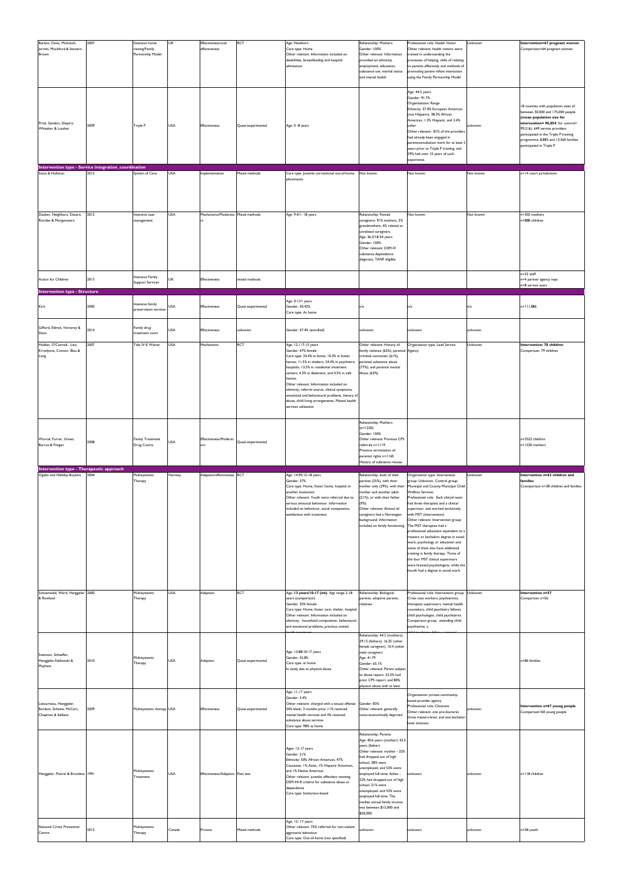| | | | | | | | | | | |
|---|---|---|---|---|---|---|---|---|---|---|
| Barlow, Davis, McIntosh, Jarrett, Mockford & Stewart-Brown | 2007 | Intensive home visiting/Family Partnership Model | UK | Effectiveness/cost effectiveness | RCT | Age: Newborn<br>Care type: Home<br>Other relevant: Information included on disabilities, breastfeeding and hospital admissions | Relationship: Mothers<br>Gender: 100%<br>Other relevant: Information provided on ethnicity, employment, education, substance use, marital status and mental health | Professional role: Health Visitor<br>Other relevant: health visitors were trained in understanding the processes of helping, skills of relating to parents effectively and methods of promoting parent–infant interaction using the Family Partnership Model | Unknown | **Intervention=67 pregnant women**<br>Comparison=64 pregnant women |
| Prinz, Sanders, Shapiro, Whitaker & Lutzker | 2009 | Triple P | USA | Effectiveness | Quasi-experimental | Age: 0 -8 years | | Age: 44.5 years<br>Gender: 91.7%<br>Organisations: Range<br>Ethnicity: 57.0% European American (not Hispanic), 38.3% African American, 1.3% Hispanic, and 3.4% other<br>Other relevant: 81% of the providers had already been engaged in parentconsultation work for at least 5 years prior to Triple P training, and 59% had over 10 years of such experience. | unknown | 18 counties with population sizes of between 50,000 and 175,000 people (**mean population size for intervention= 96,054**; for control= 99,216); 649 service providers participated in the Triple P training programme; 8,883 and 13,560 families participated in Triple P |
| **Intervention type - Service integration_coordination** | | | | | | | | | | |
| Stout & Holleran | 2012 | System of Care | USA | Implementation | Mixed methods | Care type: Juvenile correctional out-of-home placements. | Not known | Not known | Not known | n=14 court jurisdictions |
| Dauber, Neighbors, Dasaro, Riordan & Morgenstern | 2012 | Intensive case management | USA | Mechanisms/Moderators | Mixed methods | Age: 9.4/1- 18 years | Relationship: Female caregivers; 91% mothers, 5% grandmothers, 4% related or unrelated caregivers.<br>Age: 36.3/18-54 years<br>Gender: 100%<br>Other relevant: DSM-IV substance dependence diagnosis, TANF eligible | Not known | Not known | n=302 mothers<br>n=888 children |
| Action for Children | 2013 | Intensive Family Support Services | UK | Effectiveness | mixed methods | | | | | n=22 staff<br>n=4 partner agency reps<br>n=8 service users |
| **Intervention type - Structure** | | | | | | | | | | |
| Kirk | 2000 | Intensive family preservation services | USA | Effectiveness | Quasi-experimental | Age: 0-13+ years<br>Gender: 50.42%<br>Care type: At home | n/a | n/a | n/a | n=111,886 |
| Gifford, Eldred, Vernerey & Sloan | 2014 | Family drug treatment court | USA | Effectiveness | unknown | Gender: 47.4% (enrolled) | unknown | unknown | unknown | |
| Holden, O'Connell, Liao, Krivelyova, Connor, Blau & Long | 2007 | Title IV-E Waiver | USA | Mechanisms | RCT | Age: 12.1 /7-15 years<br>Gender: 47% female<br>Care type: 24.4% in home, 10.3% in foster homes, 11.5% in shelters, 24.4% in psychiatric hospitals, 13.5% in residential treatment centers, 4.5% in detention, and 4.5% in safe homes.<br>Other relevant: Information included on ethnicity, referral source, clinical symptoms, emotional and behavioural problems, history of abuse, child living arrangements, Mental health services utilization | Other relevant: History of family violence (62%), parental criminal conviction (61%), parental substance abuse (77%), and parental mental illness (63%) | Organisation type: Lead Service Agency | Unknown | **Intervention: 78 children**<br>Comparison: 79 children |
| Worcel, Furrer, Green, Burrus & Finigan | 2008 | Family Treatment Drug Courts | USA | Effectiveness/Moderators | Quasi-experimental | | Relationship: Mothers (n=1220)<br>Gender: 100%<br>Other relevant: Previous CPS referrals n=1119<br>Previous termination of parental rights n=1165<br>History of substance misuse | | | n=2522 children<br>n=1220 mothers |
| **Intervention type - Therapeutic approach** | | | | | | | | | | |
| Ogden and Halliday-Boykins | 2004 | Multisystemic Therapy | Norway | Adaption/effectiveness | RCT | Age: 14.95/12-18 years<br>Gender: 37%<br>Care type: Home, foster home, hospital or another institution<br>Other relevant: Youth were referred due to serious antisocial behaviour. Information included on behaviour, social competence, satisfaction with treatment | Relationship: both of their parents (25%), with their mother only (29%), with their mother and another adult (21%), or with their father (9%).<br>Other relevant: Almost all caregivers had a Norwegian background. Information included on family functioning | Organisation type: Intervention group: Unknown. Control group: Municipal and County Municipal Child Welfare Services<br>Professional role: Each clinical team had three therapists and a clinical supervisor, and worked exclusively with MST (intervention)<br>Other relevant: Intervention group: The MST therapists had a professional education equivalent to a masters or bachelors degree in social work, psychology or education and some of them also have additional training in family therapy. Three of the four MST clinical supervisors were licensed psychologists, while the fourth had a degree in social work. | Unknown | **Intervention n=62 children and families**<br>Ccomparison n=38 children and families |
| Schoenwald, Ward, Henggeler & Rowland | 2000 | Multisystemic Therapy | USA | Adaption | RCT | Age: **13 years/10-17 (int)**. Age range 2-18 years (comparison)<br>Gender: 35% female<br>Care type: Home, foster care, shelter, hospital<br>Other relevant: Information included on ethnicity, household composition, behavioural and emotional problems, previous mental | Relationship: Biological parents, adoptive parents, relatives | Professional role: Intervention group: Crisis case workers, psychiatrists, therapists supervisors, mental health counselors, child psychiatry fellows, child psychologist, child psychiatrist. Comparison group: attending child psychiatrist, a | Unknown | **Intervention n=57**<br>Comparison n=56 |
| Swenson, Schaeffer, Henggeler,Faldowski & Mayhew | 2010 | Multisystemic Therapy | USA | Adaption | Quasi-experimental | Age: 13.88/10-17 years<br>Gender: 55.8%<br>Care type: at home<br>In study due to physical abuse | Relationship: 44.2 (mothers), 29.15 (fathers), 16.25 (other female caregiver), 10.4 (other male caregiver)<br>Age: 41.79<br>Gender: 65.1%<br>Other relevant: Parent subject to abuse report, 23.3% had prior CPS report, and 80% physical abuse with at least | | | n=86 families |
| Letourneau, Henggeler, Borduin, Schewe, McCart, Chapman & Saldana | 2009 | Multisystemic therapy | USA | Effectiveness | Quasi-experimental | Age: 11-17 years<br>Gender: 2.4%<br>Other relevant: charged with a sexual offense; 54% black; 3 months prior 11% received mental health services and 4% received substance abuse services<br>Care type: 98% at home | Gender: 83%<br>Other relevant: generally socio-economically deprived | Organization: private community-based provider agency<br>Professional role: Clinicians<br>Other relevant: one pre-doctoral, three masters-level, and one bachelor-level clinicians | unknown | **Intervention n=67 young people**<br>Comparison=60 young people |
| Henggeler, Pickrel & Brondino | 1991 | Multisystemic Treatment | USA | Effectiveness/Adaption | Post test | Age: 12-17 years<br>Gender: 21%<br>Ethnicity: 50% African American, 47% Caucasian, 1% Asian, 1% Hispanic American, and 1% Native American<br>Other relevant: juvenile offenders meeting DSM-III-R criteria for substance abuse or dependence<br>Care type: Institution-based | Relationship: Parents<br>Age: 40.6 years (mother); 43.5 years (father)<br>Other relevant: mother - 32% had dropped out of high school, 28% were unemployed, and 53% were employed full-time; father - 22% had dropped out of high school, 21% were unemployed, and 53% were employed full-time. The median annual family income was between $15,000 and $20,000. | unknown | unknown | n=118 children |
| National Crime Prevention Centre | 2013 | Multisystemic Therapy | Canada | Process | Mixed methods | Age: 12- 17 years<br>Other relevant: 75% referred for non-violent aggressive behaviour<br>Care type: Out-of-home (not specified) | unknown | unknown | unknown | n=58 youth |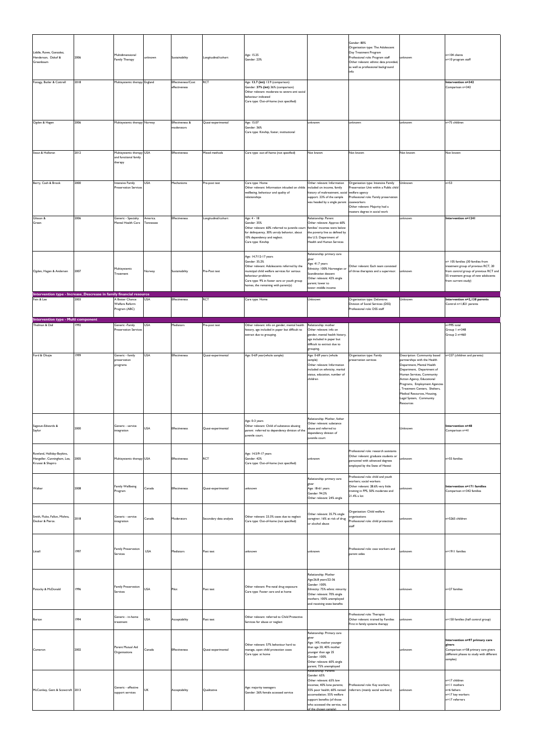| | | | | | | | | | | |
|---|---|---|---|---|---|---|---|---|---|---|
| Liddle, Rowe, Gonzalez, Henderson, Dakof & Greenbaum | 2006 | Multidimensional Family Therapy | unknown | Sustainability | Longitudinal/cohort | Age: 15.25<br>Gender: 23% | | Gender: 80%<br>Organisation type: The Adolescent Day Treatment Program<br>Professional role: Program staff<br>Other relevant: ethnic data provided, as well as professional background info | unknown | n=104 clients<br>n=10 program staff |
| Fonagy, Butler & Cottrell | 2018 | Multisystemic therapy | England | Effectiveness/Cost effectiveness | RCT | Age: **13.7 (int)** 13.9 (comparison)<br>Gender: **37% (int)** 36% (comparison)<br>Other relevant: moderate to severe anti social behaviour indicated<br>Care type: Out-of-home (not specified) | | | | **Intervention n=342**<br>Comparison n=342 |
| Ogden & Hagen | 2006 | Multisystemic therapy | Norway | Effectiveness & moderators | Quasi-experimental | Age: 15.07<br>Gender: 36%<br>Care type: Kinship, foster, institutional | unknown | unknown | unknown | n=75 children |
| Stout & Holleran | 2012 | Multisystemic therapy and functional family therapy | USA | Effectiveness | Mixed methods | Care type: out-of-home (not specified) | Not known | Not known | Not known | Not known |
| Berry, Cash & Brook | 2000 | Intensive Family Preservation Services | USA | Mechanisms | Pre-post test | Care type: Home<br>Other relevant: Information inlcuded on childs wellbeing, behaviour and quality of relationships | Other relevant: Information included on income, family history of maltreatment, social support. 23% of the sample was headed by a single parent | Organization type: Intensive Family Preservation Unit within a Public child welfare agency<br>Professional role: Family preservation caseworkers<br>Other relevant: Majority had a masters degree in social work | Unknown | n=53 |
| Glisson & Green | 2006 | Generic - Specialty Mental Health Care | America. Tennessee | Effectiveness | Longitudinal/cohort | Age: 4 - 18<br>Gender: 35%<br>Other relevant: 60% referred to juvenile court for delinquency, 30% unruly behavior, about 10% dependency and neglect.<br>Care type: Kinship | Relationship: Parent<br>Other relevant: Approx 60% families' incomes were below the poverty line as defined by the U.S. Department of Health and Human Services | | unknown | **Intervention n=1241** |
| Ogden, Hagen & Andersen | 2007 | Multisystemic Treatment | Norway | Sustainability | Pre-Post test | Age: 14.7/12-17 years<br>Gender: 35.2%<br>Other relevant: Adolescents referred by the municipal child welfare services for serious behaviour problems<br>Care type: 9% in foster care or youth group homes, the remaining with parent(s) | Relationship: primary care giver<br>Age: 41.7 years<br>Ethnicity: 100% Norwegian or Scandinavian descent<br>Other relevant: 42% single parent; lower to lower–middle income | Other relevant: Each team consisted of three therapists and a supervisor. | unknown | n= 105 families (30 families from treatment group of previous RCT, 20 from control group of previous RCT and 55 treatment group of new adolescents from current study) |
| **Intervention type - Increase_Descrease in family financial resource** | | | | | | | | | | |
| Fein & Lee | 2003 | A Better Chance Welfare Reform Program (ABC) | USA | Effectiveness | RCT | Care type: Home | Unknown | Organization type: Delaware Division of Social Services (DSS)<br>Professional role: DSS staff | Unknown | **Intervention n=2,138 parents**<br>Control n=1,821 parents |
| **Intervention type - Multi component** | | | | | | | | | | |
| Thelman & Dail | 1992 | Generic -Family Preservation Services | USA | Mediators | Pre-post test | Other relevant: info on gender, mental health history, age included in paper but difficult to extract due to grouping. | Relationship: mother<br>Other relevant: info on gender, mental health history, age included in paper but difficult to extract due to grouping. | | | n=995 total<br>Group 1 n=348<br>Group 2 n=460 |
| Ford & Okojie | 1999 | Generic - family preservation programs | USA | Effectiveness | Quasi-experimental | Age: 0-69 year(whole sample) | Age: 0-69 years (whole sample)<br>Other relevant: Information included on ethnicity, marital status, education, number of children | Organization type: Family preservation services | Description: Community based partnerships with the Health Department, Mental Health Department, Department of Human Services, Community Action Agency, Educational Programs, Employment Agencies , Treatment Centers, Shelters, Medical Resources, Housing, Legal System, Community Resources | n=237 (children and parents) |
| Sagatun-Edwards & Saylor | 2000 | Generic - service integration | USA | Effectiveness | Quasi-experimental | Age: 0-3 years<br>Other relevant: Child of substance abusing parent referred to dependency division of the juvenile court. | Relationship: Mother, father<br>Other relevant: substance abuse and referred to dependency division of juvenile court | | Unknown | **Intervention n=48**<br>Comparison n=41 |
| Rowland, Halliday-Boykins, Henggeler, Cunningham, Lee, Kruesi & Shapiro | 2005 | Multisystemic therapy | USA | Effectiveness | RCT | Age: 14.5/9-17 years<br>Gender: 42%<br>Care type: Out-of-home (not specified) | unknown | Professional role: research assistants<br>Other relevant: graduate students or personnel with advanced degrees employed by the State of Hawaii | unknown | n=55 families |
| Walker | 2008 | Family Wellbeing Program | Canada | Effectiveness | Quasi-experimental | unknown | Relationship: primary care giver<br>Age: 18-61 years<br>Gender: 94.2%<br>Other relevant: 24% single | Professional role: child and youth workers; social workers<br>Other relevant: 28.6% very little training in FPS, 50% moderate and 21.4% a lot | unknown | **Intervention n=171 families**<br>Comparison n=342 families |
| Smith, Fluke, Fallon, Mishna, Decker & Pierce. | 2018 | Generic - service integration | Canada | Moderators | Secondary data analysis | Other relevant: 23.3% cases due to neglect<br>Care type: Out-of-home (not specified) | Other relevant: 35.7% single caregiver; 16% at risk of drug or alcohol abuse | Organisation: Child welfare organisations<br>Professional role: child protection staff | unknown | n=5265 children |
| Littell | 1997 | Family Preservation Services | USA | Mediators | Post test | unknown | unknown | Professional role: case workers and parent aides | unknown | n=1911 families |
| Potocky & McDonald | 1996 | Family Preservation Services | USA | Pilot | Post test | Other relevant: Pre-natal drug exposure<br>Care type: Foster care and at home | Relationship: Mother<br>Age:26.8 years/22-36<br>Gender: 100%<br>Ethnicity: 75% ethnic minority<br>Other relevant: 70% single mothers; 100% unemployed and receiving state benefits | | unknown | n=27 families |
| Barton | 1994 | Generic - in-home treatment | USA | Acceptability | Post test | Other relevant: referred to Child Protective Services for abuse or neglect | | Professional role: Therapist<br>Other relevant: trained by Families First in family systems therapy | unknown | n=150 families (half control group) |
| Cameron | 2002 | Parent Mutual Aid Organisations | Canada | Effectiveness | Quasi-experimental | Other relevant: 57% behaviour hard to manage, open child protection cases<br>Care type: at home | Relationship: Primary care giver<br>Age: 14% mother younger than age 20, 40% mother younger than age 25<br>Gender: 100%<br>Other relevant: 60% single parent; 75% unemployed | | unknown | **Intervention n=97 primary care givers**<br>Comparison n=58 primary care givers (different phases to study with different samples) |
| McConkey, Gent & Scowcroft | 2013 | Generic - effective support services | UK | Acceptability | Qualitative | Age: majority teenagers<br>Gender: 26% female accessed service | Relationship: Parents<br>Gender: 65%<br>Other relevant: 65% low incomes; 40% lone parents; 55% poor health; 60% rented accomodation; 55% welfare support benefits (of those who accessed the service, not of the chosen sample) | Professional role: Key workers; referrers (mainly social workers) | unknown | n=17 children<br>n=11 mothers<br>n=6 fathers<br>n=17 key workers<br>n=17 referrers |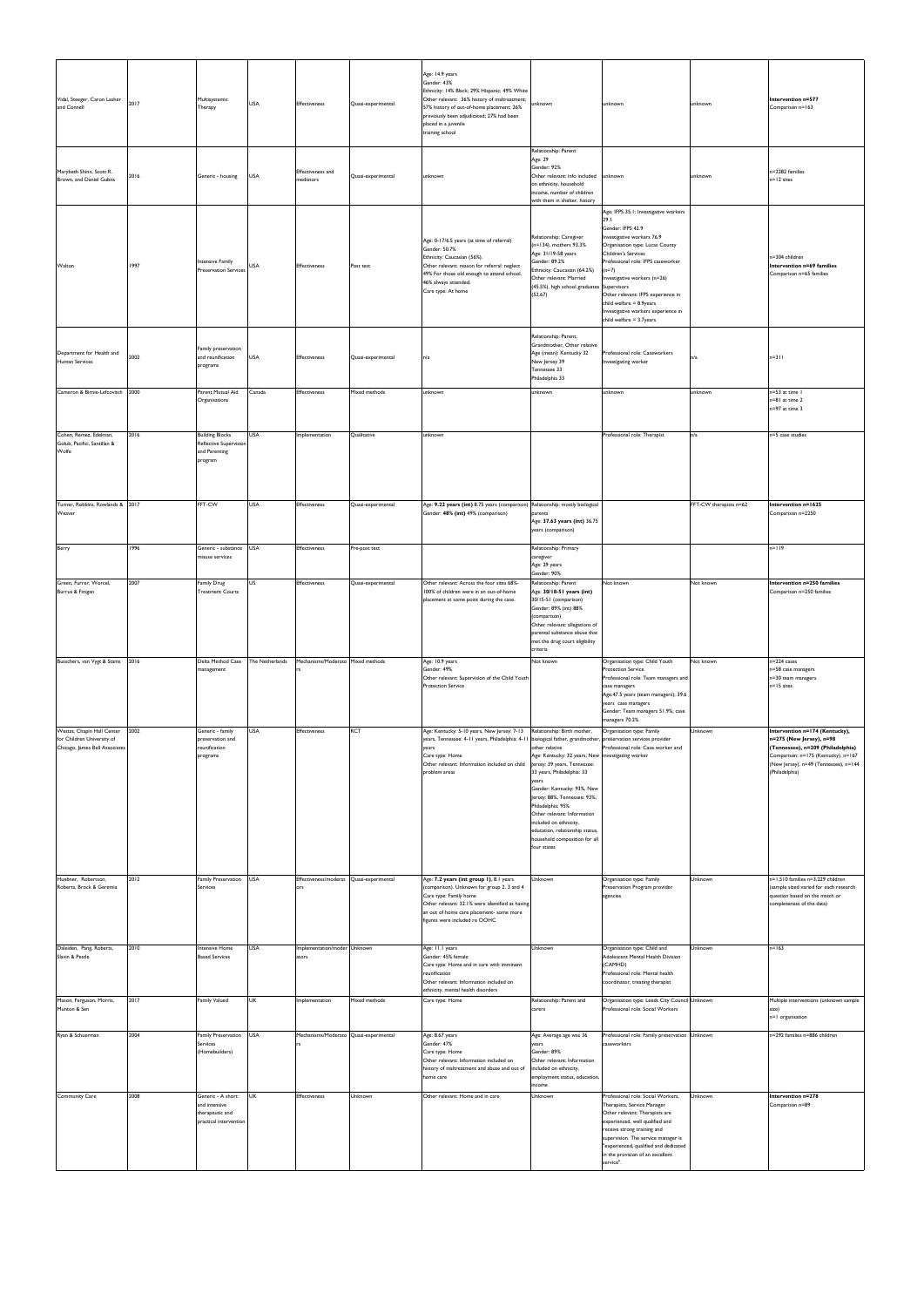| | | | | | | | | | | |
|---|---|---|---|---|---|---|---|---|---|---|
| Vidal, Steeger, Caron Lasher and Connell | 2017 | Multisystemic Therapy | USA | Effectiveness | Quasi-experimental | Age: 14.9 years Gender: 43% Ethnicity: 14% Black; 29% Hispanic; 49% White Other relevant: 36% history of maltreatment; 57% history of out-of-home placement; 26% previously been adjudicated; 27% had been placed in a juvenile training school | unknown | unknown | unknown | **Intervention n=577** Comparison n=163 |
| Marybeth Shinn, Scott R. Brown, and Daniel Gubits | 2016 | Generic - housing | USA | Effectiveness and mediators | Quasi-experimental | unknown | Relationship: Parent Age: 29 Gender: 92% Other relevant: info included on ethnicity, household income, number of children with them in shelter, history | unknown | unknown | n=2282 families n=12 sites |
| Walton | 1997 | Intensive Family Preservation Services | USA | Effectiveness | Post test | Age: 0-17/6.5 years (at time of referral) Gender: 50.7% Ethnicity: Caucasian (56%). Other relevant: reason for referral: neglect 49% For those old enough to attend school, 46% always attended. Care type: At home | Relationship: Caregiver (n=134), mothers 93.3% Age: 31/19-58 years Gender: 89.2% Ethnicity: Caucasian (64.2%) Other relevant: Married (45.5%), high school graduates (52.67) | Age: IFPS 35.1; Investigative workers 29.1 Gender: IFPS 42.9 Investigative workers 76.9 Organisation type: Lucas County Children's Services Professional role: IFPS caseworker (n=7) Investigative workers (n=26) Supervisors Other relevant: IFPS experience in child welfare = 8.9years Investigative workers experience in child welfare = 3.7years | | n=304 children **Intervention n=69 families** Comparison n=65 families |
| Department for Health and Human Services | 2002 | Family preservation and reunification programs | USA | Effectiveness | Quasi-experimental | n/a | Relationship: Parent, Grandmother, Other relative Age (mean): Kentucky 32 New Jersey 39 Tennessee 33 Philadelphia 33 | Professional role: Caseworkers Investigating worker | n/a | n=311 |
| Cameron & Birnie-Lefcovitch | 2000 | Parent Mutual Aid Organizations | Canada | Effectiveness | Mixed methods | unknown | unknown | unknown | unknown | n=53 at time 1 n=81 at time 2 n=97 at time 3 |
| Cohen, Remez, Edelman, Golub, Pacifici, Santillan & Wolfe | 2016 | Building Blocks Reflective Supervision and Parenting program | USA | Implementation | Qualitative | unknown | | Professional role: Therapist | n/a | n=5 case studies |
| Turner, Robbins, Rowlands & Weaver | 2017 | FFT-CW | USA | Effectiveness | Quasi-experimental | Age: **9.22 years (int)** 8.75 years (comparison) Gender: **48% (int)** 49% (comparison) | Relationship: mostly biological parents Age: **37.63 years (int)** 36.75 years (comparison) | | FFT-CW therapists n=62 | **Intervention n=1625** Comparison n=2250 |
| Berry | 1996 | Generic - substance misuse services | USA | Effectiveness | Pre-post test | | Relationship: Primary caregiver Age: 29 years Gender: 90% | | | n=119 |
| Green, Furrer, Worcel, Burrus & Finigan | 2007 | Family Drug Treatment Courts | US | Effectiveness | Quasi-experimental | Other relevant: Across the four sites 68%-100% of children were in an out-of-home placement at some point during the case. | Relationship: Parent Age: **30/18-51 years (int)** 30/15-51 (comparison) Gender: 89% (int) 88% (comparison) Other relevant: allegations of parental substance abuse that met the drug court eligibility criteria | Not known | Not known | **Intervention n=250 families** Comparison n=250 families |
| Busschers, van Vygt & Stams | 2016 | Delta Method Case management | The Netherlands | Mechanisms/Moderators | Mixed methods | Age: 10.9 years Gender: 49% Other relevant: Supervision of the Child Youth Protection Service | Not known | Organisation type: Child Youth Protection Service Professional role: Team managers and case managers Age:47.5 years (team managers); 39.6 years case managers Gender: Team managers 51.9%; case managers 70.2% | Not known | n=224 cases n=58 case managers n=30 team managers n=15 sites |
| Westat, Chapin Hall Center for Children University of Chicago, James Bell Associates | 2002 | Generic - family preservation and reunification programs | USA | Effectiveness | RCT | Age: Kentucky: 5-10 years, New Jersey: 7-13 years, Tennessee: 4-11 years, Philadelphia: 4-11 years Care type: Home Other relevant: Information included on child problem areas | Relationship: Birth mother, biological father, grandmother, other relative Age: Kentucky: 32 years, New Jersey: 39 years, Tennessee: 33 years, Philadelphia: 33 years Gender: Kentucky: 93%, New Jersey: 88%, Tennessee: 93%, Philadelphia: 95% Other relevant: Information included on ethnicity, education, relationship status, household composition for all four states | Organisation type: Family preservation services provider Professional role: Case worker and investigating worker | Unknown | **Intervention n=174 (Kentucky), n=275 (New Jersey), n=98 (Tennessee), n=209 (Philadelphia)** Comparison: n=175 (Kentucky), n=167 (New Jersey), n=49 (Tennessee), n=144 (Philadelphia) |
| Huebner, Robertson, Roberts, Brock & Geremia | 2012 | Family Preservation Services | USA | Effectiveness/moderators | Quasi-experimental | Age: **7.2 years (int group 1)**, 8.1 years (comparison). Unknown for group 2, 3 and 4 Care type: Family home Other relevant: 32.1% were identified as having an out of home care placement- some more figures were included re OOHC | Unknown | Organisation type: Family Preservation Program provider agencies | Unknown | n=1,510 families n=3,229 children (sample sized varied for each research question based on the match or completeness of the data) |
| Daleiden, Pang, Roberts, Slavin & Pestle | 2010 | Intensive Home Based Services | USA | Implementation/moderators | Unknown | Age: 11.1 years Gender: 45% female Care type: Home and in care with imminent reunification Other relevant: Information included on ethnicity, mental health disorders | Unknown | Organisation type: Child and Adolescent Mental Health Division (CAMHD) Professional role: Mental health coordinator, treating therapist | Unknown | n=163 |
| Mason, Ferguson, Morris, Munton & Sen | 2017 | Family Valued | UK | Implementation | Mixed methods | Care type: Home | Relationship: Parent and carers | Organisation type: Leeds City Council Professional role: Social Workers | Unknown | Multiple interventions (unknown sample size) n=1 organisation |
| Ryan & Schuerman | 2004 | Family Preservation Services (Homebuilders) | USA | Mechanisms/Moderators | Quasi-experimental | Age: 8.67 years Gender: 47% Care type: Home Other relevant: Information included on history of maltreatment and abuse and out of home care | Age: Average age was 36 years Gender: 89% Other relevant: Information included on ethnicity, employment status, education, income | Professional role: Family preservation caseworkers | Unknown | n=292 families n=886 children |
| Community Care | 2008 | Generic - A short and intensive therapeutic and practical intervention | UK | Effectiveness | Unknown | Other relevant: Home and in care | Unknown | Professional role: Social Workers, Therapists, Service Manager Other relevant: Therapists are experienced, well qualified and receive strong training and supervision. The service manager is "experienced, qualified and dedicated in the provision of an excellent service". | Unknown | **Intervention n=278** Comparison n=89 |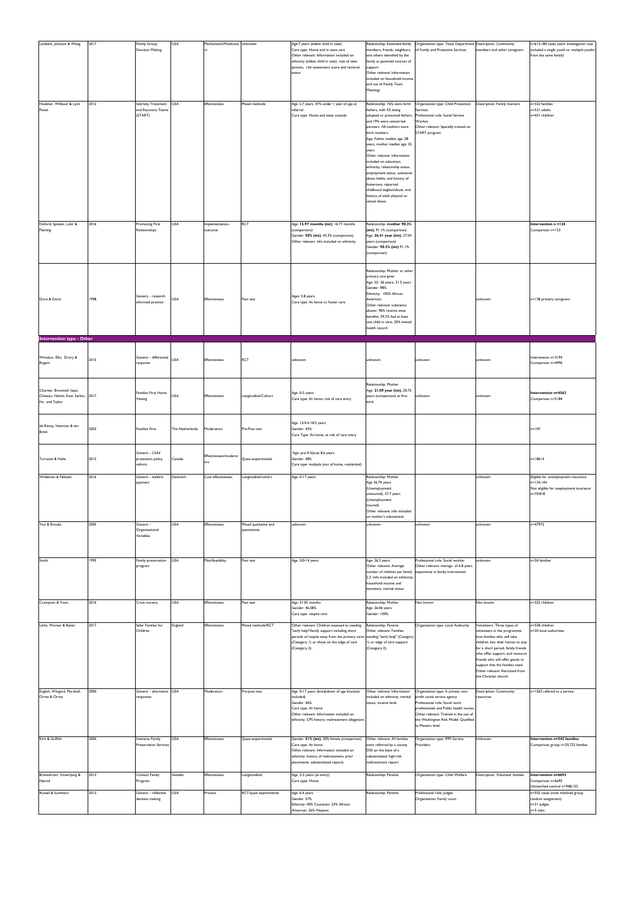| | | | | | | | | | | |
|---|---|---|---|---|---|---|---|---|---|---|
| Lambert, Johnson & Wang | 2017 | Family Group Decision Making | USA | Mechanisms/Moderators | Unknown | Age:7 years (eldest child in case)<br>Care type: Home and in state care<br>Other relevant: Information included on ethnicity (eldest child in case), rate of teen parents, risk assessment score and removal status | Relationship: Extended family members, friends, neighbors, and others identified by the family as potential sources of support<br>Other relevant: Information included on household income and use of Family Team Meetings | Organisation type: Texas Department of Family and Protective Services | Description: Community members and other caregivers | n=613,180 cases (each investigation case included a single youth or multiple youths from the same family) |
| Huebner, Willauer & Lynn Posze | 2012 | Sobriety Treatment and Recovery Teams (START) | USA | Effectiveness | Mixed methods | Age: 2.7 years, 47% under 1 year of age at referral<br>Care type: Home and state custody | Relationship: 76% were birth fathers, with 5% being adopted or presumed fathers, and 19% were unmarried partners. All mothers were birth mothers.<br>Age: Father median age: 28 years, mother median age: 25 years<br>Other relevant: Information included on education, ethnicity, relationship status, employment status, substance abuse habits, and history of fostercare, reported childhood neglect/abuse, and history of adult physical or sexual abuse. | Organisation type: Child Protection Services<br>Professional role: Social Service Worker<br>Other relevant: Specially trained on START program | Description: Family mentors | n=322 families<br>n=531 adults<br>n=451 children |
| Oxford, Spieker, Lohr & Fleming | 2016 | Promoting First Relationships | USA | Implementation-outcome | RCT | Age: **15.97 months (int)**; 16.77 months (comparison)/<br>Gender: **50% (int)**; 42.3% (comparison)<br>Other relevant: info included on ethnicity | Relationship: **mother 90.3% (int)**, 91.1% (comparison)<br>Age: **26.41 year (int)**, 27.04 years (comparison)<br>Gender: **90.3% (int)** 91.1% (comparison) | | | **Intervention n =124**<br>Comparison n=123 |
| Dore & Doris | 1998 | Generic - research informed practice | USA | Effectiveness | Post test | Ages: 5.8 years<br>Care type: At home or foster care | Relationship: Mother or other primary care giver<br>Age: 22- 56 years; 31.5 years<br>Gender: 98%<br>Ethnicity: 100% African American<br>Other relevant: substance abuser; 96% receive state benefits; 39.2% had at least one child in care; 20% mental health record | | unknown | n=138 primary caregivers |
| **Intervention type - Other** | | | | | | | | | | |
| Winokur, Ellis, Drury & Rogers | 2015 | Generic - differential response | USA | Effectiveness | RCT | unknown | unknown | unknown | unknown | Intervention n=3194<br>Comparison n=4996 |
| Chartier, Brownell, Isaac, Chateau, Nickel, Katz, Sarkar, Hu and Taylor | 2017 | Families First Home Visiting | USA | Effectiveness | Longitudinal/Cohort | Age: 0-5 years<br>Care type: At home, risk of care entry | Relationship: Mother<br>Age: **21.09 year (int)**, 20.75 years (comparison) at first birth | unknown | unknown | **Intervention n=4562**<br>Comparison n=5184 |
| de Kemp, Veerman & ten Brink | 2003 | Families First | The Netherlands | Moderators | Pre-Post test | Age: 12/4.4-18.5 years<br>Gender: 45%<br>Care Type: At home, at risk of care entry | | | | n=107 |
| Turcotte & Helie | 2012 | Generic - Child protection policy reform | Canada | Effectiveness/moderators | Quasi-experimental | Age: pre-9.5/post 8.6 years<br>Gender: 48%<br>Care type: multiple (out of home, residential) | | | | n=18614 |
| Wildeman & Fallesen | 2016 | Generic - welfare payment | Denmark | Cost effectiveness | Longitudinal/cohort | Age: 0-17 years | Relationship: Mother<br>Age 36.70 years (Unemployment uninsured), 37.7 years (Unemployment insured)<br>Other relevant: info included on mother's educational | | unknown | Eligible for unemployment insurance n=136,144<br>Not eligible for unemployment insurance n=70,818 |
| Yoo & Brooks | 2005 | Generic - Organizational Variables | USA | Effectiveness | Mixed qualitative and quantitative | unknown | unknown | unknown | unknown | n=47972 |
| Smith | 1995 | Family preservation program | USA | Pilot/feasibility | Post test | Age: 3/0-14 years | Age: 26.3 years<br>Other relevant: Average number of children per family 2.3. Info included on ethnicity, household income and monetary, marital status | Professional role: Social worker<br>Other relevant: average of 6.8 years experience in family intervention | unknown | n=26 families |
| Crampton & Yoon. | 2016 | Crisis nursery | USA | Effectiveness | Post test | Age: 31.05 months<br>Gender: 46.58%<br>Care type: respite care | Relationship: Mother<br>Age: 26.06 years<br>Gender: 100% | Not known | Not known | n=322 children |
| Little, Warner & Baker. | 2017 | Safer Families for Children | England | Effectiveness | Mixed methods/RCT | Other relevant: Children assessed as needing "early help"/family support including short periods of respite away from the primary carer (Category 1) or those on the edge of care (Category 2). | Relationship: Parents.<br>Other relevant: Families needing "early help" (Category 1) or edge of care support (Category 2). | Organisation type: Local Authority | Volunteers. Three types of volunteers in the programme: host families who will take children into their homes to stay for a short period, family friends who offer support, and resource friends who will offer goods or support that the families need.<br>Other relevant: Recruited from the Christian church. | n=558 children<br>n=20 local authorities |
| English, Wingard, Marshall, Orme & Orme | 2000 | Generic - alternative responses | USA | Moderators | Pre-post test | Age: 0-17 years (breakdown of age brackets included)<br>Gender: 46%<br>Care type: At home<br>Other relevant: Information included on ethnicity, CPS history, maltreatment allegations | Other relevant: Information included on ethnicity, marital status, income level | Organisation type: A private, non-profit social service agency<br>Professional role: Social work professionals and Public health nurses<br>Other relevant: Trained in the use of the Washington Risk Model. Qualified at Masters level | Description: Community resources | n=1263 refered to a service |
| Kirk & Griffith | 2004 | Intensive Family Preservation Services | USA | Effectiveness | Quasi-experimental | Gender: **51% (int)**, 50% female (comparison)<br>Care type: At home<br>Other relevant: Information included on ethnicity, history of maltreatment, prior placements, substantiated reports | Other relevant: All families were referred by a county DSS on the basis of a substantiated, high-risk maltreatment report | Organisation type: IFPS Service Providers | Unknown | **Intervention n=542 families**<br>Comparison group n=25,722 families |
| Brännström, Vinnerljung & Hjernd | 2013 | Contact Family Program | Sweden | Effectiveness | Longitundinal | Age: 2-5 years (at entry)<br>Care type: Home | Relationship: Parents | Organisation type: Child Welfare | Description: Volunteer families | **Intervention n=6693**<br>Comparison n=6693<br>Unmatched control n=948,155 |
| Russell & Summers | 2013 | Generic - reflective decision making | USA | Process | RCT/quasi experimental | Age: 6.4 years<br>Gender: 57%<br>Ethnicity: 40% Caucasian; 25% African American; 26% Hispanic | Relationship: Parents | Professional role: Judges<br>Organisation: Family court | | n=555 cases (note matched group random assignment)<br>n=31 judges<br>n=3 sites |